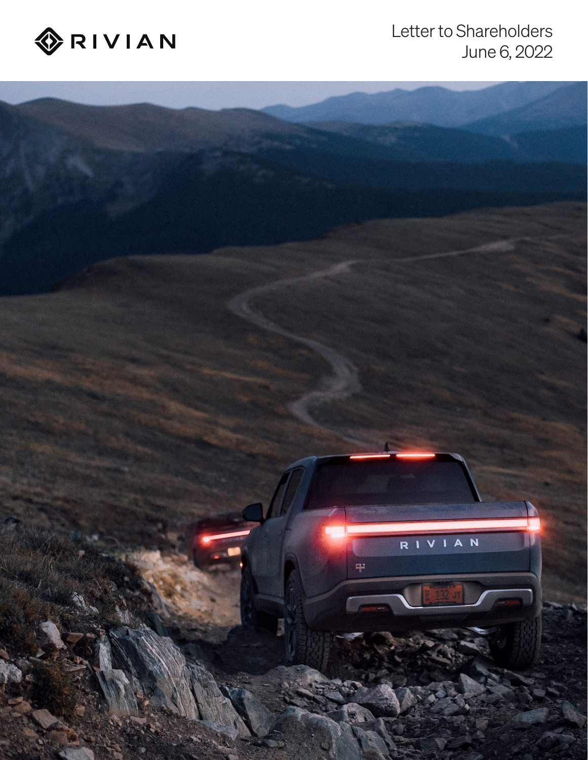RIVIAN

Letter to Shareholders
June 6, 2022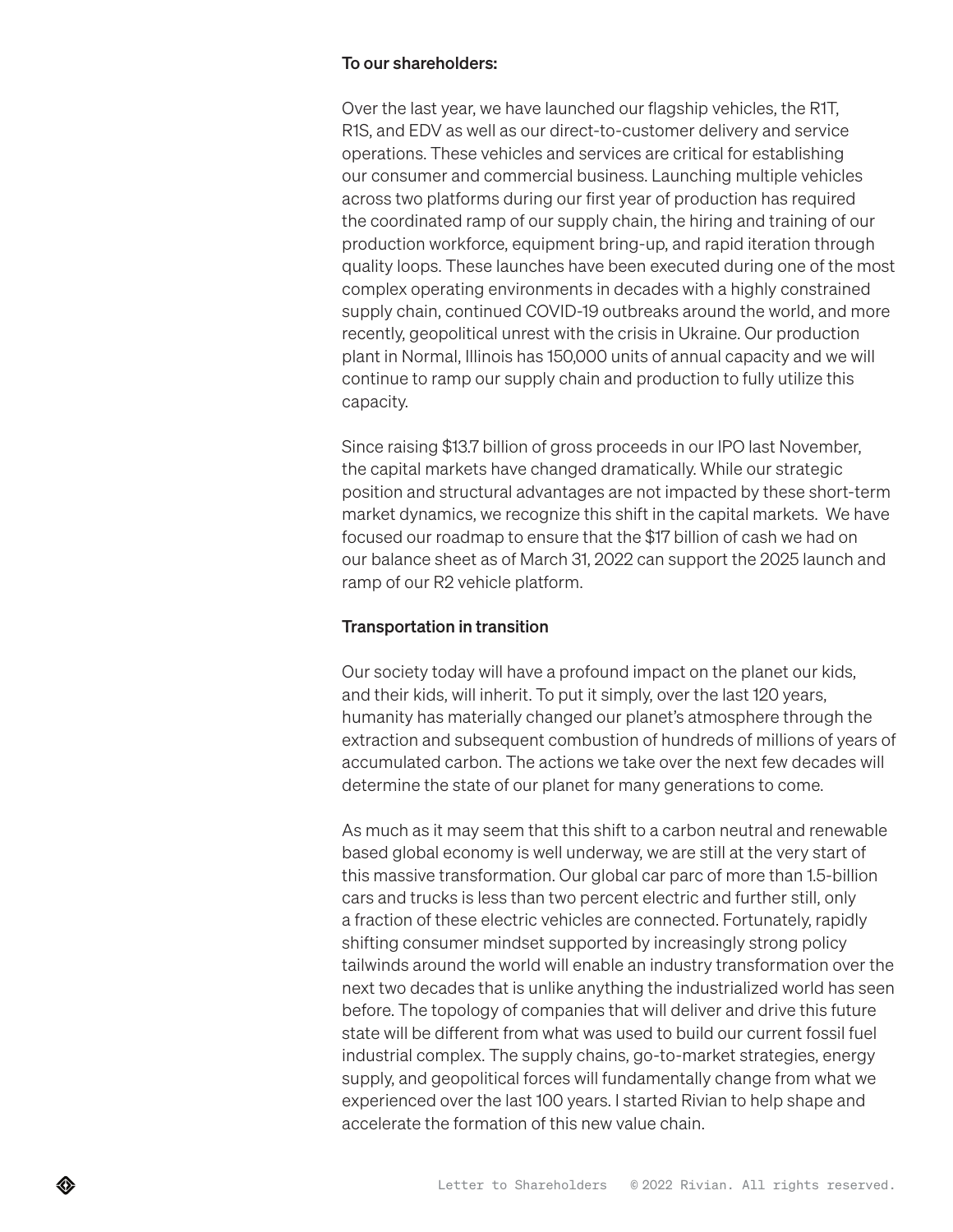**To our shareholders:**

Over the last year, we have launched our flagship vehicles, the R1T, R1S, and EDV as well as our direct-to-customer delivery and service operations. These vehicles and services are critical for establishing our consumer and commercial business. Launching multiple vehicles across two platforms during our first year of production has required the coordinated ramp of our supply chain, the hiring and training of our production workforce, equipment bring-up, and rapid iteration through quality loops. These launches have been executed during one of the most complex operating environments in decades with a highly constrained supply chain, continued COVID-19 outbreaks around the world, and more recently, geopolitical unrest with the crisis in Ukraine. Our production plant in Normal, Illinois has 150,000 units of annual capacity and we will continue to ramp our supply chain and production to fully utilize this capacity.

Since raising $13.7 billion of gross proceeds in our IPO last November, the capital markets have changed dramatically. While our strategic position and structural advantages are not impacted by these short-term market dynamics, we recognize this shift in the capital markets. We have focused our roadmap to ensure that the $17 billion of cash we had on our balance sheet as of March 31, 2022 can support the 2025 launch and ramp of our R2 vehicle platform.

**Transportation in transition**

Our society today will have a profound impact on the planet our kids, and their kids, will inherit. To put it simply, over the last 120 years, humanity has materially changed our planet's atmosphere through the extraction and subsequent combustion of hundreds of millions of years of accumulated carbon. The actions we take over the next few decades will determine the state of our planet for many generations to come.

As much as it may seem that this shift to a carbon neutral and renewable based global economy is well underway, we are still at the very start of this massive transformation. Our global car parc of more than 1.5-billion cars and trucks is less than two percent electric and further still, only a fraction of these electric vehicles are connected. Fortunately, rapidly shifting consumer mindset supported by increasingly strong policy tailwinds around the world will enable an industry transformation over the next two decades that is unlike anything the industrialized world has seen before. The topology of companies that will deliver and drive this future state will be different from what was used to build our current fossil fuel industrial complex. The supply chains, go-to-market strategies, energy supply, and geopolitical forces will fundamentally change from what we experienced over the last 100 years. I started Rivian to help shape and accelerate the formation of this new value chain.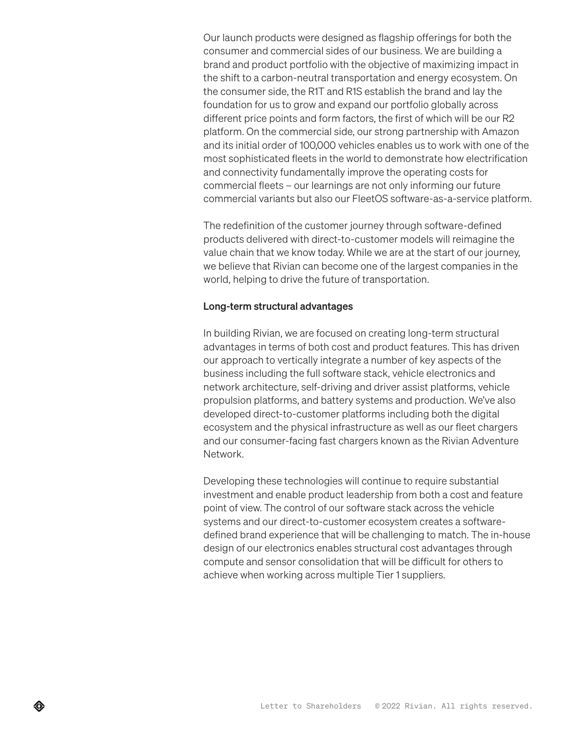Our launch products were designed as flagship offerings for both the consumer and commercial sides of our business. We are building a brand and product portfolio with the objective of maximizing impact in the shift to a carbon-neutral transportation and energy ecosystem. On the consumer side, the R1T and R1S establish the brand and lay the foundation for us to grow and expand our portfolio globally across different price points and form factors, the first of which will be our R2 platform. On the commercial side, our strong partnership with Amazon and its initial order of 100,000 vehicles enables us to work with one of the most sophisticated fleets in the world to demonstrate how electrification and connectivity fundamentally improve the operating costs for commercial fleets – our learnings are not only informing our future commercial variants but also our FleetOS software-as-a-service platform.

The redefinition of the customer journey through software-defined products delivered with direct-to-customer models will reimagine the value chain that we know today. While we are at the start of our journey, we believe that Rivian can become one of the largest companies in the world, helping to drive the future of transportation.

### Long-term structural advantages

In building Rivian, we are focused on creating long-term structural advantages in terms of both cost and product features. This has driven our approach to vertically integrate a number of key aspects of the business including the full software stack, vehicle electronics and network architecture, self-driving and driver assist platforms, vehicle propulsion platforms, and battery systems and production. We've also developed direct-to-customer platforms including both the digital ecosystem and the physical infrastructure as well as our fleet chargers and our consumer-facing fast chargers known as the Rivian Adventure Network.

Developing these technologies will continue to require substantial investment and enable product leadership from both a cost and feature point of view. The control of our software stack across the vehicle systems and our direct-to-customer ecosystem creates a software-defined brand experience that will be challenging to match. The in-house design of our electronics enables structural cost advantages through compute and sensor consolidation that will be difficult for others to achieve when working across multiple Tier 1 suppliers.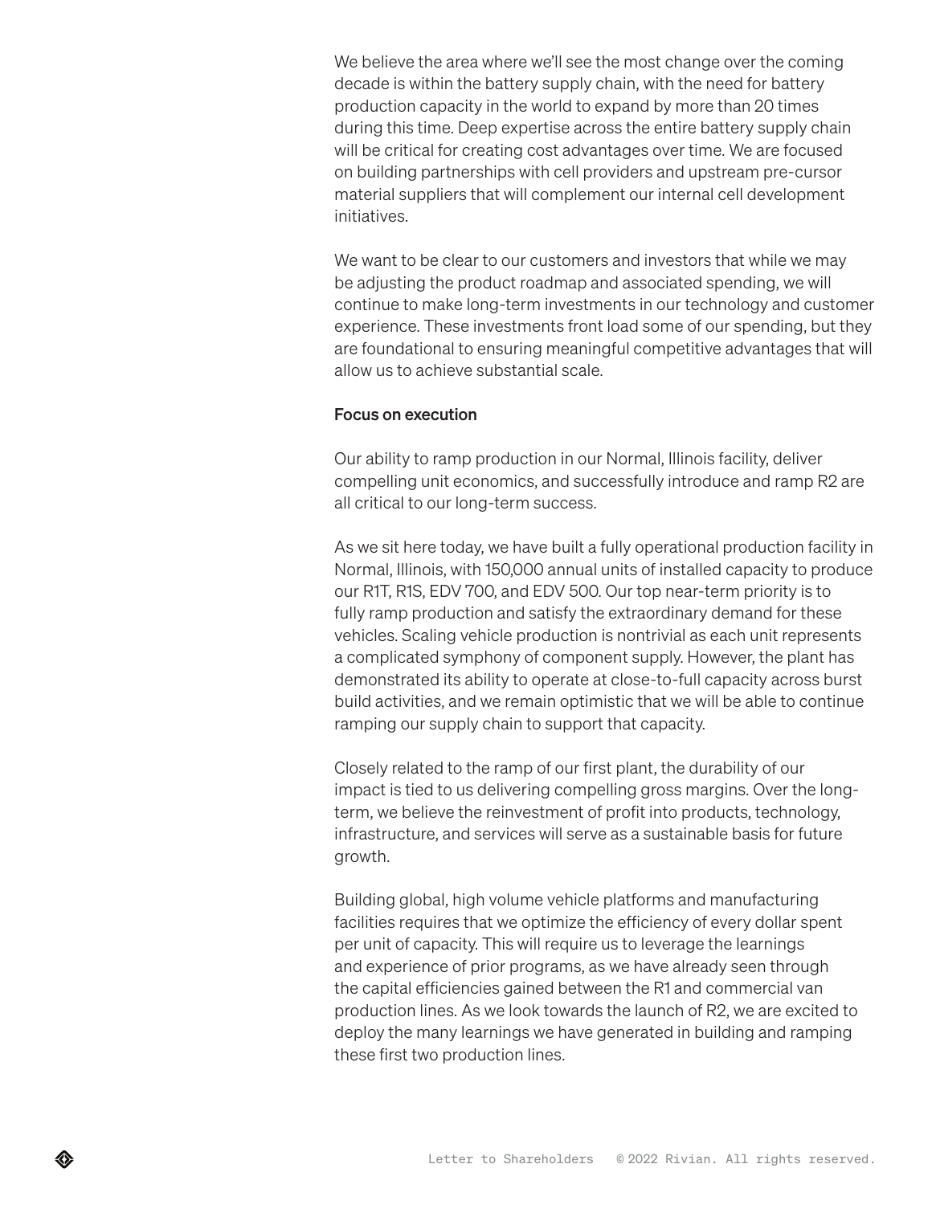We believe the area where we'll see the most change over the coming decade is within the battery supply chain, with the need for battery production capacity in the world to expand by more than 20 times during this time. Deep expertise across the entire battery supply chain will be critical for creating cost advantages over time. We are focused on building partnerships with cell providers and upstream pre-cursor material suppliers that will complement our internal cell development initiatives.

We want to be clear to our customers and investors that while we may be adjusting the product roadmap and associated spending, we will continue to make long-term investments in our technology and customer experience. These investments front load some of our spending, but they are foundational to ensuring meaningful competitive advantages that will allow us to achieve substantial scale.

**Focus on execution**

Our ability to ramp production in our Normal, Illinois facility, deliver compelling unit economics, and successfully introduce and ramp R2 are all critical to our long-term success.

As we sit here today, we have built a fully operational production facility in Normal, Illinois, with 150,000 annual units of installed capacity to produce our R1T, R1S, EDV 700, and EDV 500. Our top near-term priority is to fully ramp production and satisfy the extraordinary demand for these vehicles. Scaling vehicle production is nontrivial as each unit represents a complicated symphony of component supply. However, the plant has demonstrated its ability to operate at close-to-full capacity across burst build activities, and we remain optimistic that we will be able to continue ramping our supply chain to support that capacity.

Closely related to the ramp of our first plant, the durability of our impact is tied to us delivering compelling gross margins. Over the long-term, we believe the reinvestment of profit into products, technology, infrastructure, and services will serve as a sustainable basis for future growth.

Building global, high volume vehicle platforms and manufacturing facilities requires that we optimize the efficiency of every dollar spent per unit of capacity. This will require us to leverage the learnings and experience of prior programs, as we have already seen through the capital efficiencies gained between the R1 and commercial van production lines. As we look towards the launch of R2, we are excited to deploy the many learnings we have generated in building and ramping these first two production lines.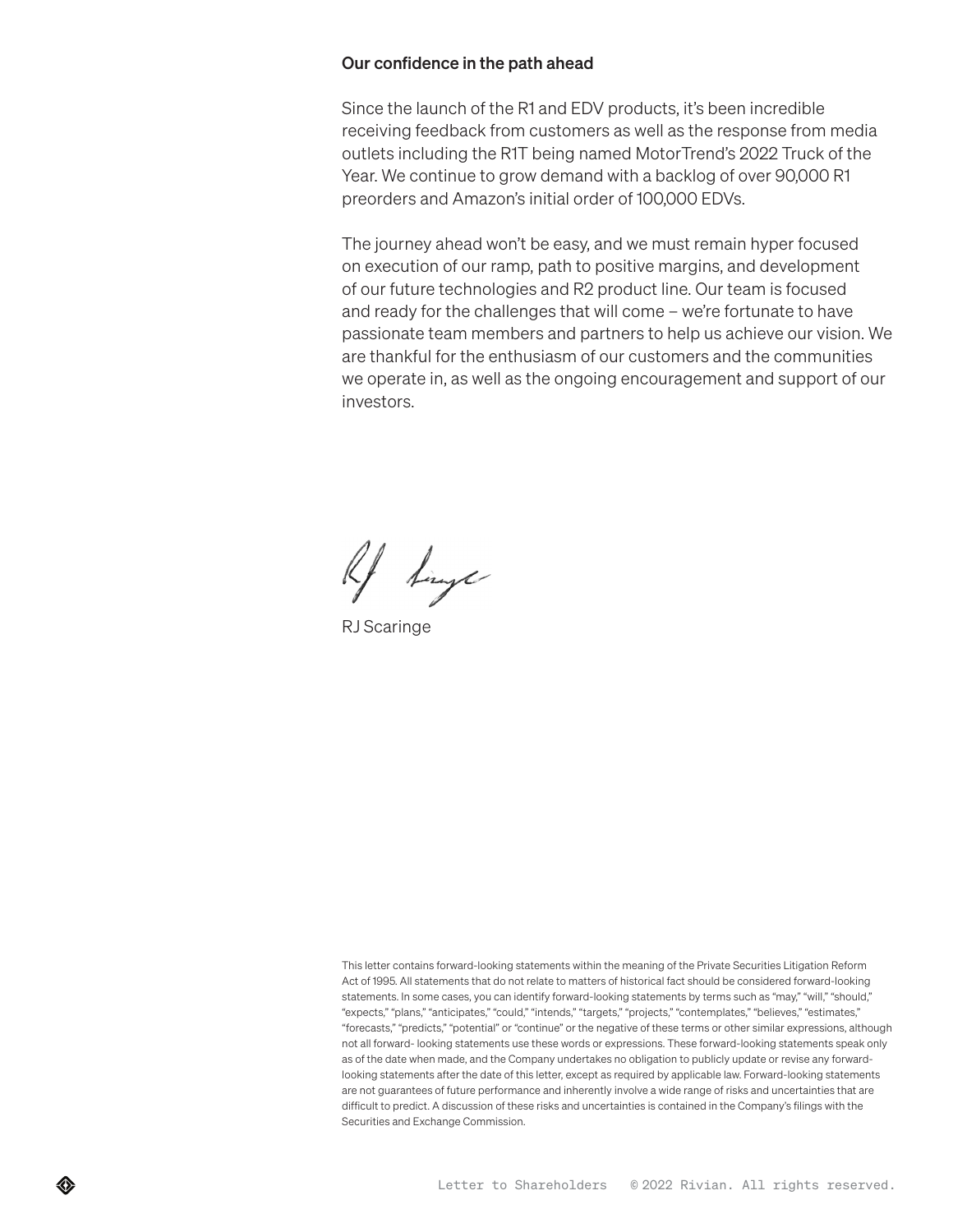**Our confidence in the path ahead**

Since the launch of the R1 and EDV products, it's been incredible receiving feedback from customers as well as the response from media outlets including the R1T being named MotorTrend's 2022 Truck of the Year. We continue to grow demand with a backlog of over 90,000 R1 preorders and Amazon's initial order of 100,000 EDVs.

The journey ahead won't be easy, and we must remain hyper focused on execution of our ramp, path to positive margins, and development of our future technologies and R2 product line. Our team is focused and ready for the challenges that will come – we're fortunate to have passionate team members and partners to help us achieve our vision. We are thankful for the enthusiasm of our customers and the communities we operate in, as well as the ongoing encouragement and support of our investors.

RJ Scaringe

This letter contains forward-looking statements within the meaning of the Private Securities Litigation Reform Act of 1995. All statements that do not relate to matters of historical fact should be considered forward-looking statements. In some cases, you can identify forward-looking statements by terms such as "may," "will," "should," "expects," "plans," "anticipates," "could," "intends," "targets," "projects," "contemplates," "believes," "estimates," "forecasts," "predicts," "potential" or "continue" or the negative of these terms or other similar expressions, although not all forward- looking statements use these words or expressions. These forward-looking statements speak only as of the date when made, and the Company undertakes no obligation to publicly update or revise any forward-looking statements after the date of this letter, except as required by applicable law. Forward-looking statements are not guarantees of future performance and inherently involve a wide range of risks and uncertainties that are difficult to predict. A discussion of these risks and uncertainties is contained in the Company's filings with the Securities and Exchange Commission.